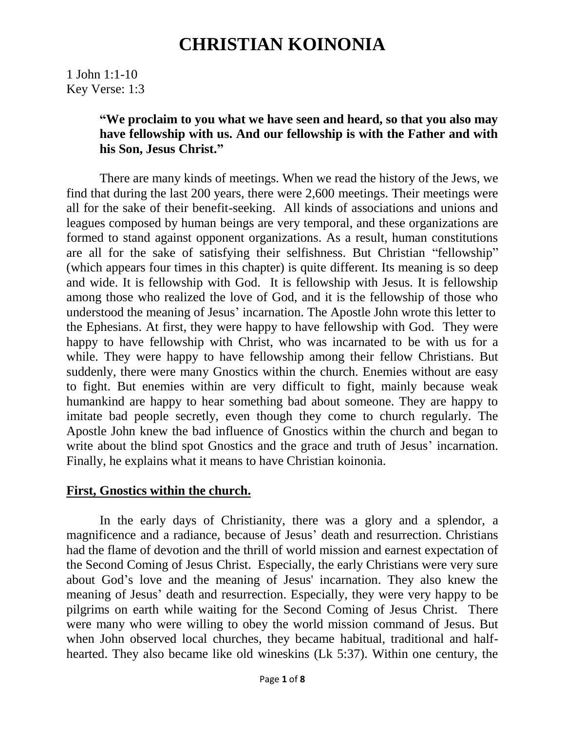# CHRISTIAN KOINONIA

1 John 1:1-10
Key Verse: 1:3

> **"We proclaim to you what we have seen and heard, so that you also may have fellowship with us. And our fellowship is with the Father and with his Son, Jesus Christ."**

There are many kinds of meetings. When we read the history of the Jews, we find that during the last 200 years, there were 2,600 meetings. Their meetings were all for the sake of their benefit-seeking. All kinds of associations and unions and leagues composed by human beings are very temporal, and these organizations are formed to stand against opponent organizations. As a result, human constitutions are all for the sake of satisfying their selfishness. But Christian "fellowship" (which appears four times in this chapter) is quite different. Its meaning is so deep and wide. It is fellowship with God. It is fellowship with Jesus. It is fellowship among those who realized the love of God, and it is the fellowship of those who understood the meaning of Jesus' incarnation. The Apostle John wrote this letter to the Ephesians. At first, they were happy to have fellowship with God. They were happy to have fellowship with Christ, who was incarnated to be with us for a while. They were happy to have fellowship among their fellow Christians. But suddenly, there were many Gnostics within the church. Enemies without are easy to fight. But enemies within are very difficult to fight, mainly because weak humankind are happy to hear something bad about someone. They are happy to imitate bad people secretly, even though they come to church regularly. The Apostle John knew the bad influence of Gnostics within the church and began to write about the blind spot Gnostics and the grace and truth of Jesus' incarnation. Finally, he explains what it means to have Christian koinonia.

## First, Gnostics within the church.

In the early days of Christianity, there was a glory and a splendor, a magnificence and a radiance, because of Jesus' death and resurrection. Christians had the flame of devotion and the thrill of world mission and earnest expectation of the Second Coming of Jesus Christ. Especially, the early Christians were very sure about God's love and the meaning of Jesus' incarnation. They also knew the meaning of Jesus' death and resurrection. Especially, they were very happy to be pilgrims on earth while waiting for the Second Coming of Jesus Christ. There were many who were willing to obey the world mission command of Jesus. But when John observed local churches, they became habitual, traditional and half-hearted. They also became like old wineskins (Lk 5:37). Within one century, the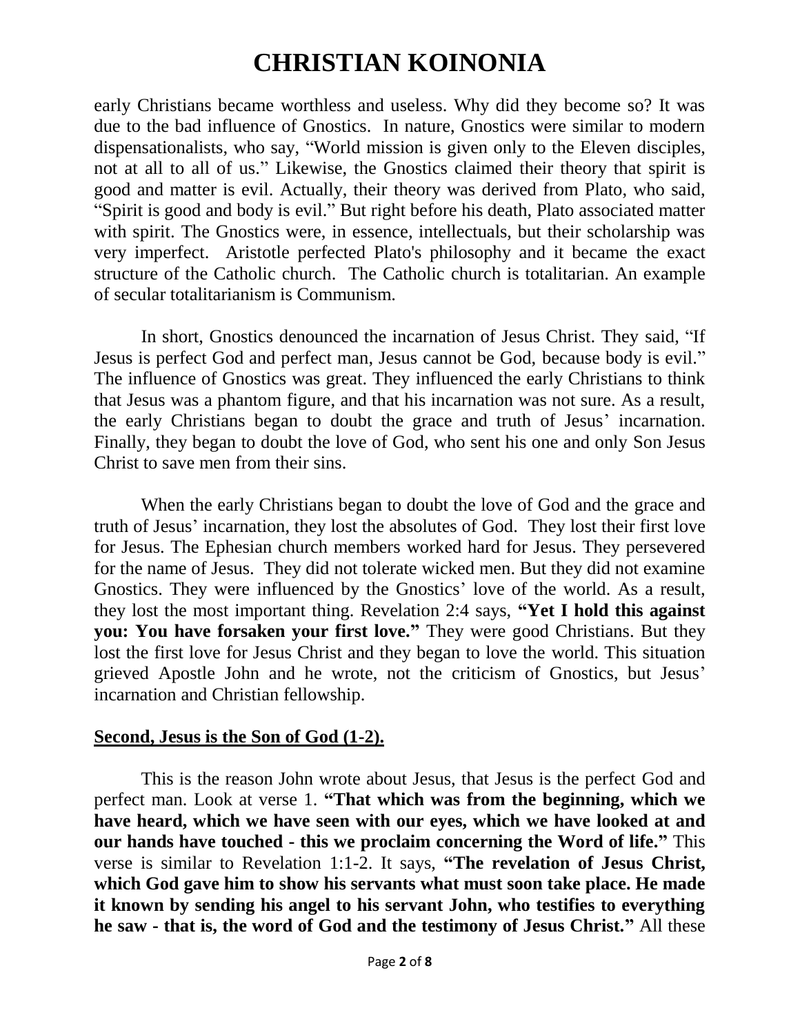early Christians became worthless and useless. Why did they become so? It was due to the bad influence of Gnostics. In nature, Gnostics were similar to modern dispensationalists, who say, "World mission is given only to the Eleven disciples, not at all to all of us." Likewise, the Gnostics claimed their theory that spirit is good and matter is evil. Actually, their theory was derived from Plato, who said, "Spirit is good and body is evil." But right before his death, Plato associated matter with spirit. The Gnostics were, in essence, intellectuals, but their scholarship was very imperfect. Aristotle perfected Plato's philosophy and it became the exact structure of the Catholic church. The Catholic church is totalitarian. An example of secular totalitarianism is Communism.

In short, Gnostics denounced the incarnation of Jesus Christ. They said, "If Jesus is perfect God and perfect man, Jesus cannot be God, because body is evil." The influence of Gnostics was great. They influenced the early Christians to think that Jesus was a phantom figure, and that his incarnation was not sure. As a result, the early Christians began to doubt the grace and truth of Jesus' incarnation. Finally, they began to doubt the love of God, who sent his one and only Son Jesus Christ to save men from their sins.

When the early Christians began to doubt the love of God and the grace and truth of Jesus' incarnation, they lost the absolutes of God. They lost their first love for Jesus. The Ephesian church members worked hard for Jesus. They persevered for the name of Jesus. They did not tolerate wicked men. But they did not examine Gnostics. They were influenced by the Gnostics' love of the world. As a result, they lost the most important thing. Revelation 2:4 says, **"Yet I hold this against you: You have forsaken your first love."** They were good Christians. But they lost the first love for Jesus Christ and they began to love the world. This situation grieved Apostle John and he wrote, not the criticism of Gnostics, but Jesus' incarnation and Christian fellowship.

**Second, Jesus is the Son of God (1-2).**

This is the reason John wrote about Jesus, that Jesus is the perfect God and perfect man. Look at verse 1. **"That which was from the beginning, which we have heard, which we have seen with our eyes, which we have looked at and our hands have touched - this we proclaim concerning the Word of life."** This verse is similar to Revelation 1:1-2. It says, **"The revelation of Jesus Christ, which God gave him to show his servants what must soon take place. He made it known by sending his angel to his servant John, who testifies to everything he saw - that is, the word of God and the testimony of Jesus Christ."** All these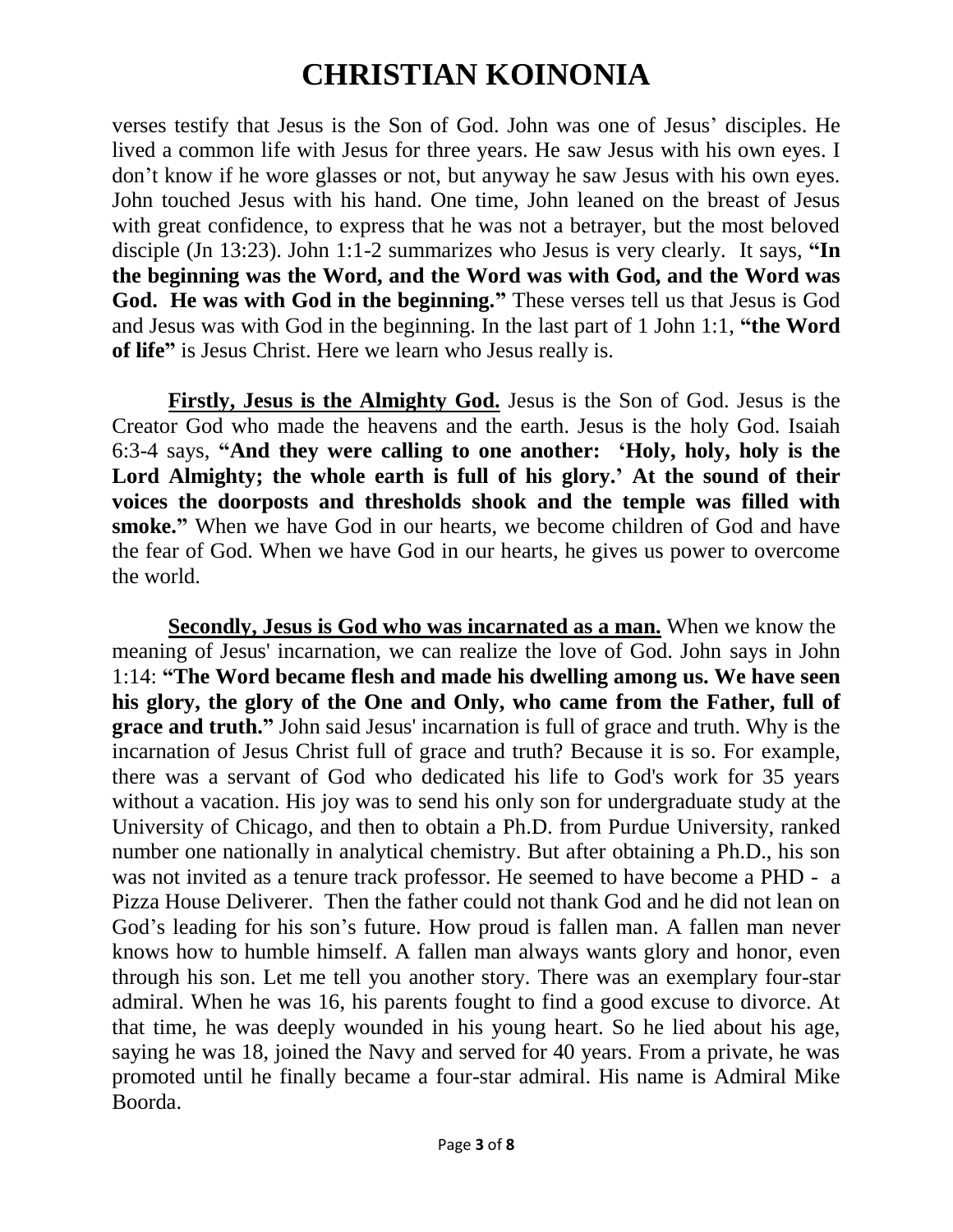verses testify that Jesus is the Son of God. John was one of Jesus' disciples. He lived a common life with Jesus for three years. He saw Jesus with his own eyes. I don't know if he wore glasses or not, but anyway he saw Jesus with his own eyes. John touched Jesus with his hand. One time, John leaned on the breast of Jesus with great confidence, to express that he was not a betrayer, but the most beloved disciple (Jn 13:23). John 1:1-2 summarizes who Jesus is very clearly. It says, **"In the beginning was the Word, and the Word was with God, and the Word was God. He was with God in the beginning."** These verses tell us that Jesus is God and Jesus was with God in the beginning. In the last part of 1 John 1:1, **"the Word of life"** is Jesus Christ. Here we learn who Jesus really is.

**Firstly, Jesus is the Almighty God.** Jesus is the Son of God. Jesus is the Creator God who made the heavens and the earth. Jesus is the holy God. Isaiah 6:3-4 says, **"And they were calling to one another: 'Holy, holy, holy is the Lord Almighty; the whole earth is full of his glory.' At the sound of their voices the doorposts and thresholds shook and the temple was filled with smoke."** When we have God in our hearts, we become children of God and have the fear of God. When we have God in our hearts, he gives us power to overcome the world.

**Secondly, Jesus is God who was incarnated as a man.** When we know the meaning of Jesus' incarnation, we can realize the love of God. John says in John 1:14: **"The Word became flesh and made his dwelling among us. We have seen his glory, the glory of the One and Only, who came from the Father, full of grace and truth."** John said Jesus' incarnation is full of grace and truth. Why is the incarnation of Jesus Christ full of grace and truth? Because it is so. For example, there was a servant of God who dedicated his life to God's work for 35 years without a vacation. His joy was to send his only son for undergraduate study at the University of Chicago, and then to obtain a Ph.D. from Purdue University, ranked number one nationally in analytical chemistry. But after obtaining a Ph.D., his son was not invited as a tenure track professor. He seemed to have become a PHD - a Pizza House Deliverer. Then the father could not thank God and he did not lean on God's leading for his son's future. How proud is fallen man. A fallen man never knows how to humble himself. A fallen man always wants glory and honor, even through his son. Let me tell you another story. There was an exemplary four-star admiral. When he was 16, his parents fought to find a good excuse to divorce. At that time, he was deeply wounded in his young heart. So he lied about his age, saying he was 18, joined the Navy and served for 40 years. From a private, he was promoted until he finally became a four-star admiral. His name is Admiral Mike Boorda.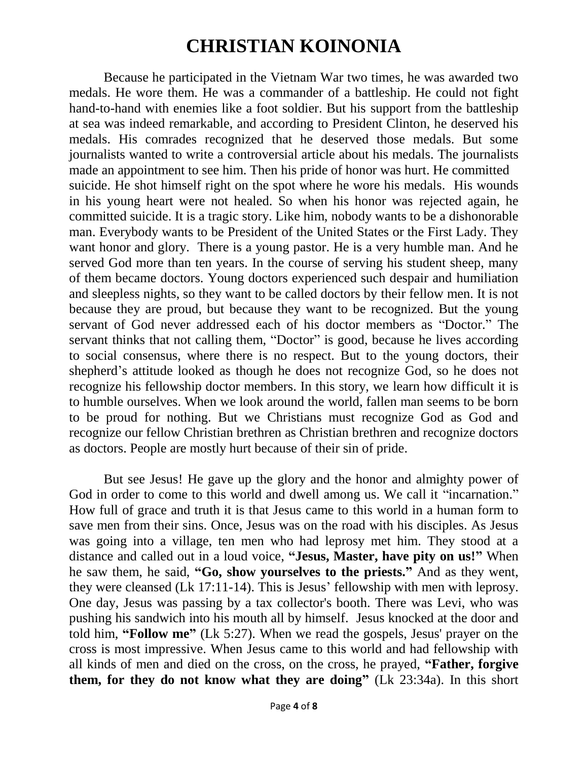# CHRISTIAN KOINONIA

Because he participated in the Vietnam War two times, he was awarded two medals. He wore them. He was a commander of a battleship. He could not fight hand-to-hand with enemies like a foot soldier. But his support from the battleship at sea was indeed remarkable, and according to President Clinton, he deserved his medals. His comrades recognized that he deserved those medals. But some journalists wanted to write a controversial article about his medals. The journalists made an appointment to see him. Then his pride of honor was hurt. He committed suicide. He shot himself right on the spot where he wore his medals. His wounds in his young heart were not healed. So when his honor was rejected again, he committed suicide. It is a tragic story. Like him, nobody wants to be a dishonorable man. Everybody wants to be President of the United States or the First Lady. They want honor and glory. There is a young pastor. He is a very humble man. And he served God more than ten years. In the course of serving his student sheep, many of them became doctors. Young doctors experienced such despair and humiliation and sleepless nights, so they want to be called doctors by their fellow men. It is not because they are proud, but because they want to be recognized. But the young servant of God never addressed each of his doctor members as "Doctor." The servant thinks that not calling them, "Doctor" is good, because he lives according to social consensus, where there is no respect. But to the young doctors, their shepherd's attitude looked as though he does not recognize God, so he does not recognize his fellowship doctor members. In this story, we learn how difficult it is to humble ourselves. When we look around the world, fallen man seems to be born to be proud for nothing. But we Christians must recognize God as God and recognize our fellow Christian brethren as Christian brethren and recognize doctors as doctors. People are mostly hurt because of their sin of pride.

But see Jesus! He gave up the glory and the honor and almighty power of God in order to come to this world and dwell among us. We call it "incarnation." How full of grace and truth it is that Jesus came to this world in a human form to save men from their sins. Once, Jesus was on the road with his disciples. As Jesus was going into a village, ten men who had leprosy met him. They stood at a distance and called out in a loud voice, **"Jesus, Master, have pity on us!"** When he saw them, he said, **"Go, show yourselves to the priests."** And as they went, they were cleansed (Lk 17:11-14). This is Jesus' fellowship with men with leprosy. One day, Jesus was passing by a tax collector's booth. There was Levi, who was pushing his sandwich into his mouth all by himself. Jesus knocked at the door and told him, **"Follow me"** (Lk 5:27). When we read the gospels, Jesus' prayer on the cross is most impressive. When Jesus came to this world and had fellowship with all kinds of men and died on the cross, on the cross, he prayed, **"Father, forgive them, for they do not know what they are doing"** (Lk 23:34a). In this short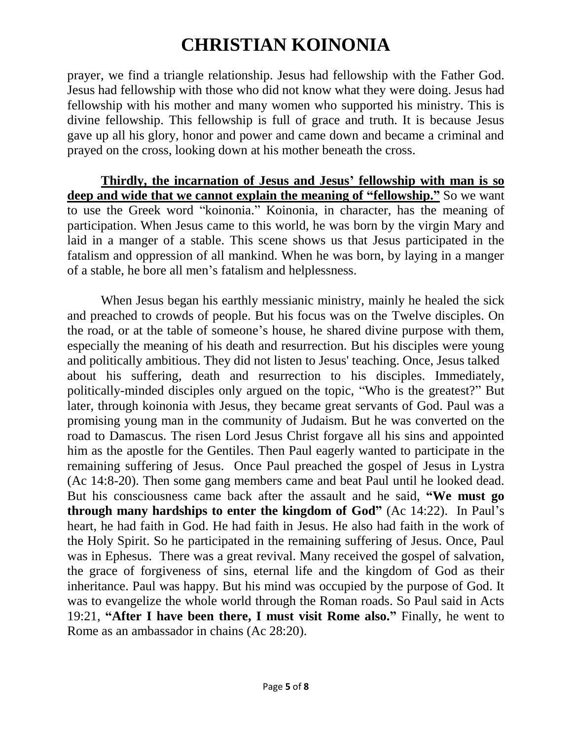prayer, we find a triangle relationship. Jesus had fellowship with the Father God. Jesus had fellowship with those who did not know what they were doing. Jesus had fellowship with his mother and many women who supported his ministry. This is divine fellowship. This fellowship is full of grace and truth. It is because Jesus gave up all his glory, honor and power and came down and became a criminal and prayed on the cross, looking down at his mother beneath the cross.

**Thirdly, the incarnation of Jesus and Jesus' fellowship with man is so deep and wide that we cannot explain the meaning of "fellowship."** So we want to use the Greek word "koinonia." Koinonia, in character, has the meaning of participation. When Jesus came to this world, he was born by the virgin Mary and laid in a manger of a stable. This scene shows us that Jesus participated in the fatalism and oppression of all mankind. When he was born, by laying in a manger of a stable, he bore all men's fatalism and helplessness.

When Jesus began his earthly messianic ministry, mainly he healed the sick and preached to crowds of people. But his focus was on the Twelve disciples. On the road, or at the table of someone's house, he shared divine purpose with them, especially the meaning of his death and resurrection. But his disciples were young and politically ambitious. They did not listen to Jesus' teaching. Once, Jesus talked about his suffering, death and resurrection to his disciples. Immediately, politically-minded disciples only argued on the topic, "Who is the greatest?" But later, through koinonia with Jesus, they became great servants of God. Paul was a promising young man in the community of Judaism. But he was converted on the road to Damascus. The risen Lord Jesus Christ forgave all his sins and appointed him as the apostle for the Gentiles. Then Paul eagerly wanted to participate in the remaining suffering of Jesus. Once Paul preached the gospel of Jesus in Lystra (Ac 14:8-20). Then some gang members came and beat Paul until he looked dead. But his consciousness came back after the assault and he said, **"We must go through many hardships to enter the kingdom of God"** (Ac 14:22). In Paul's heart, he had faith in God. He had faith in Jesus. He also had faith in the work of the Holy Spirit. So he participated in the remaining suffering of Jesus. Once, Paul was in Ephesus. There was a great revival. Many received the gospel of salvation, the grace of forgiveness of sins, eternal life and the kingdom of God as their inheritance. Paul was happy. But his mind was occupied by the purpose of God. It was to evangelize the whole world through the Roman roads. So Paul said in Acts 19:21, **"After I have been there, I must visit Rome also."** Finally, he went to Rome as an ambassador in chains (Ac 28:20).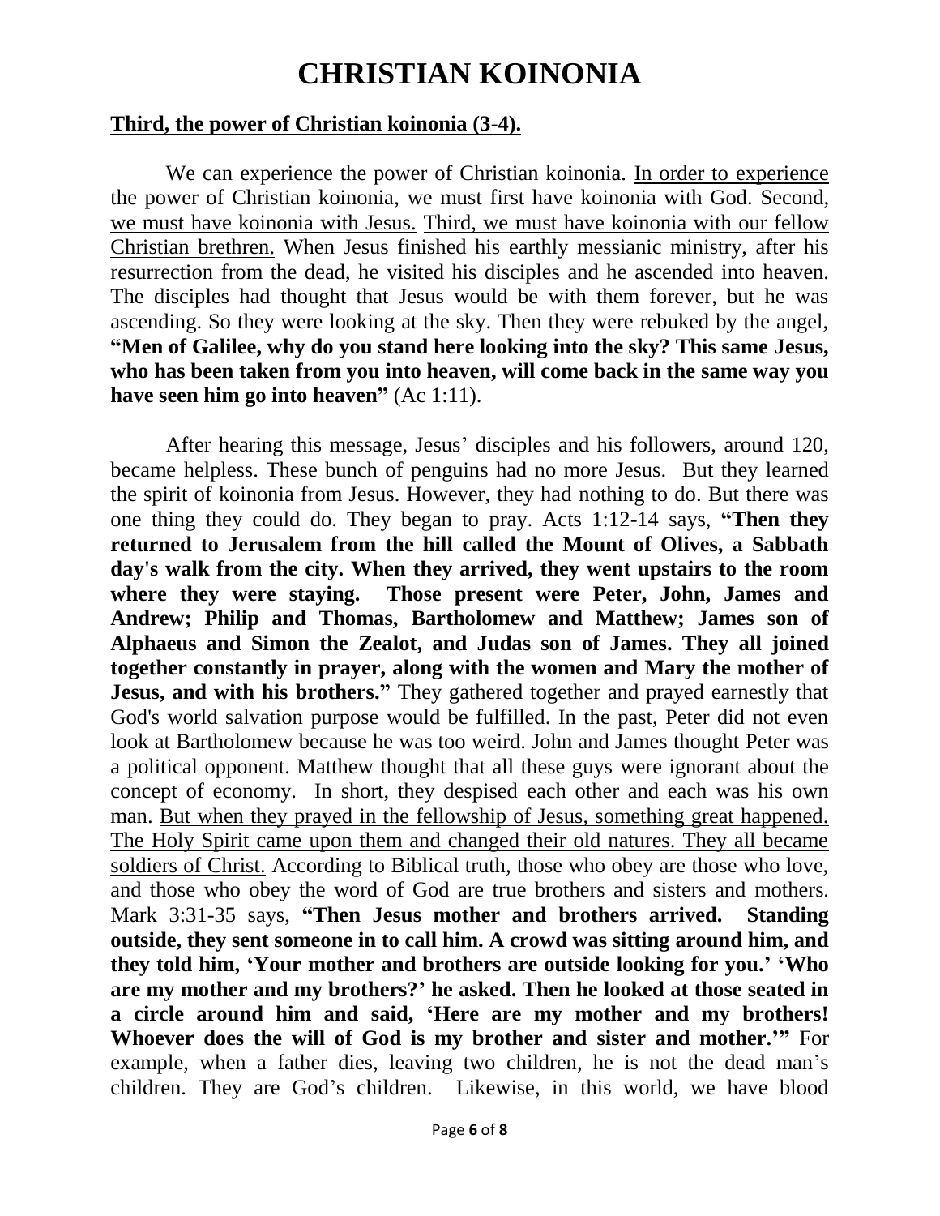# CHRISTIAN KOINONIA

**Third, the power of Christian koinonia (3-4).**

We can experience the power of Christian koinonia. In order to experience the power of Christian koinonia, we must first have koinonia with God. Second, we must have koinonia with Jesus. Third, we must have koinonia with our fellow Christian brethren. When Jesus finished his earthly messianic ministry, after his resurrection from the dead, he visited his disciples and he ascended into heaven. The disciples had thought that Jesus would be with them forever, but he was ascending. So they were looking at the sky. Then they were rebuked by the angel, **"Men of Galilee, why do you stand here looking into the sky? This same Jesus, who has been taken from you into heaven, will come back in the same way you have seen him go into heaven"** (Ac 1:11).

After hearing this message, Jesus' disciples and his followers, around 120, became helpless. These bunch of penguins had no more Jesus. But they learned the spirit of koinonia from Jesus. However, they had nothing to do. But there was one thing they could do. They began to pray. Acts 1:12-14 says, **"Then they returned to Jerusalem from the hill called the Mount of Olives, a Sabbath day's walk from the city. When they arrived, they went upstairs to the room where they were staying. Those present were Peter, John, James and Andrew; Philip and Thomas, Bartholomew and Matthew; James son of Alphaeus and Simon the Zealot, and Judas son of James. They all joined together constantly in prayer, along with the women and Mary the mother of Jesus, and with his brothers."** They gathered together and prayed earnestly that God's world salvation purpose would be fulfilled. In the past, Peter did not even look at Bartholomew because he was too weird. John and James thought Peter was a political opponent. Matthew thought that all these guys were ignorant about the concept of economy. In short, they despised each other and each was his own man. But when they prayed in the fellowship of Jesus, something great happened. The Holy Spirit came upon them and changed their old natures. They all became soldiers of Christ. According to Biblical truth, those who obey are those who love, and those who obey the word of God are true brothers and sisters and mothers. Mark 3:31-35 says, **"Then Jesus mother and brothers arrived. Standing outside, they sent someone in to call him. A crowd was sitting around him, and they told him, 'Your mother and brothers are outside looking for you.' 'Who are my mother and my brothers?' he asked. Then he looked at those seated in a circle around him and said, 'Here are my mother and my brothers! Whoever does the will of God is my brother and sister and mother.'"** For example, when a father dies, leaving two children, he is not the dead man's children. They are God's children. Likewise, in this world, we have blood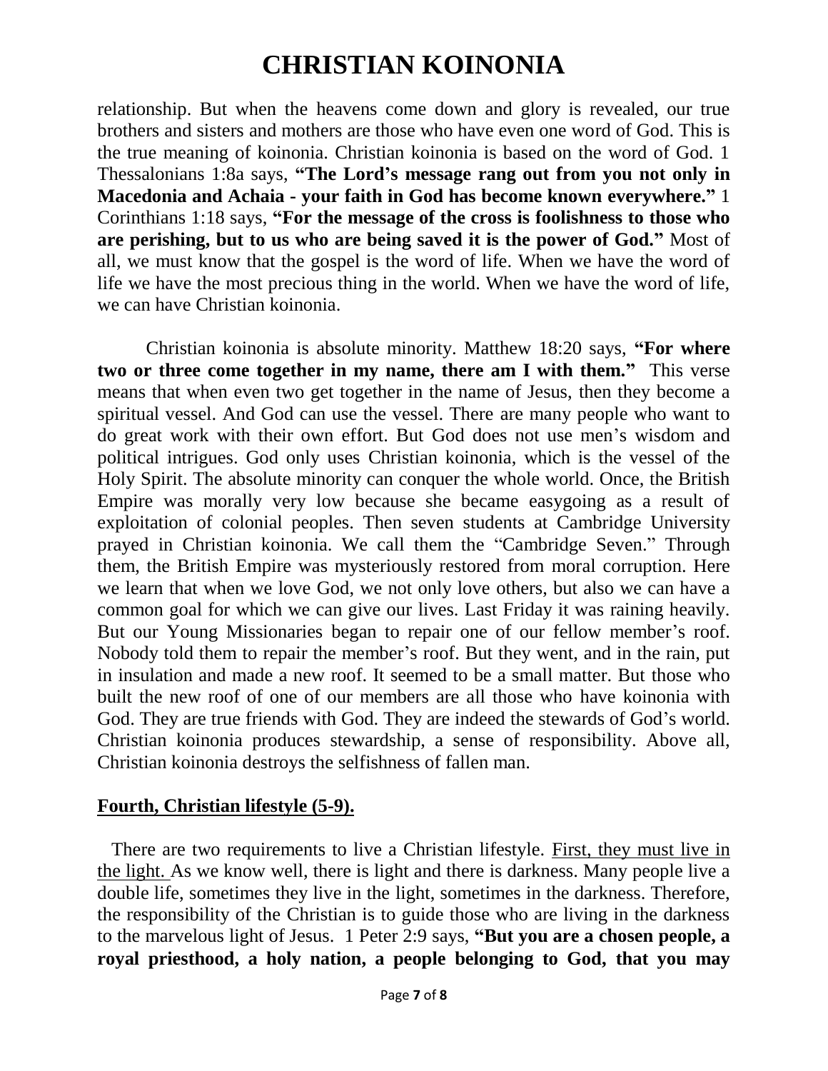relationship. But when the heavens come down and glory is revealed, our true brothers and sisters and mothers are those who have even one word of God. This is the true meaning of koinonia. Christian koinonia is based on the word of God. 1 Thessalonians 1:8a says, **"The Lord's message rang out from you not only in Macedonia and Achaia - your faith in God has become known everywhere."** 1 Corinthians 1:18 says, **"For the message of the cross is foolishness to those who are perishing, but to us who are being saved it is the power of God."** Most of all, we must know that the gospel is the word of life. When we have the word of life we have the most precious thing in the world. When we have the word of life, we can have Christian koinonia.

Christian koinonia is absolute minority. Matthew 18:20 says, **"For where two or three come together in my name, there am I with them."** This verse means that when even two get together in the name of Jesus, then they become a spiritual vessel. And God can use the vessel. There are many people who want to do great work with their own effort. But God does not use men's wisdom and political intrigues. God only uses Christian koinonia, which is the vessel of the Holy Spirit. The absolute minority can conquer the whole world. Once, the British Empire was morally very low because she became easygoing as a result of exploitation of colonial peoples. Then seven students at Cambridge University prayed in Christian koinonia. We call them the "Cambridge Seven." Through them, the British Empire was mysteriously restored from moral corruption. Here we learn that when we love God, we not only love others, but also we can have a common goal for which we can give our lives. Last Friday it was raining heavily. But our Young Missionaries began to repair one of our fellow member's roof. Nobody told them to repair the member's roof. But they went, and in the rain, put in insulation and made a new roof. It seemed to be a small matter. But those who built the new roof of one of our members are all those who have koinonia with God. They are true friends with God. They are indeed the stewards of God's world. Christian koinonia produces stewardship, a sense of responsibility. Above all, Christian koinonia destroys the selfishness of fallen man.

**Fourth, Christian lifestyle (5-9).**

There are two requirements to live a Christian lifestyle. First, they must live in the light. As we know well, there is light and there is darkness. Many people live a double life, sometimes they live in the light, sometimes in the darkness. Therefore, the responsibility of the Christian is to guide those who are living in the darkness to the marvelous light of Jesus. 1 Peter 2:9 says, **"But you are a chosen people, a royal priesthood, a holy nation, a people belonging to God, that you may**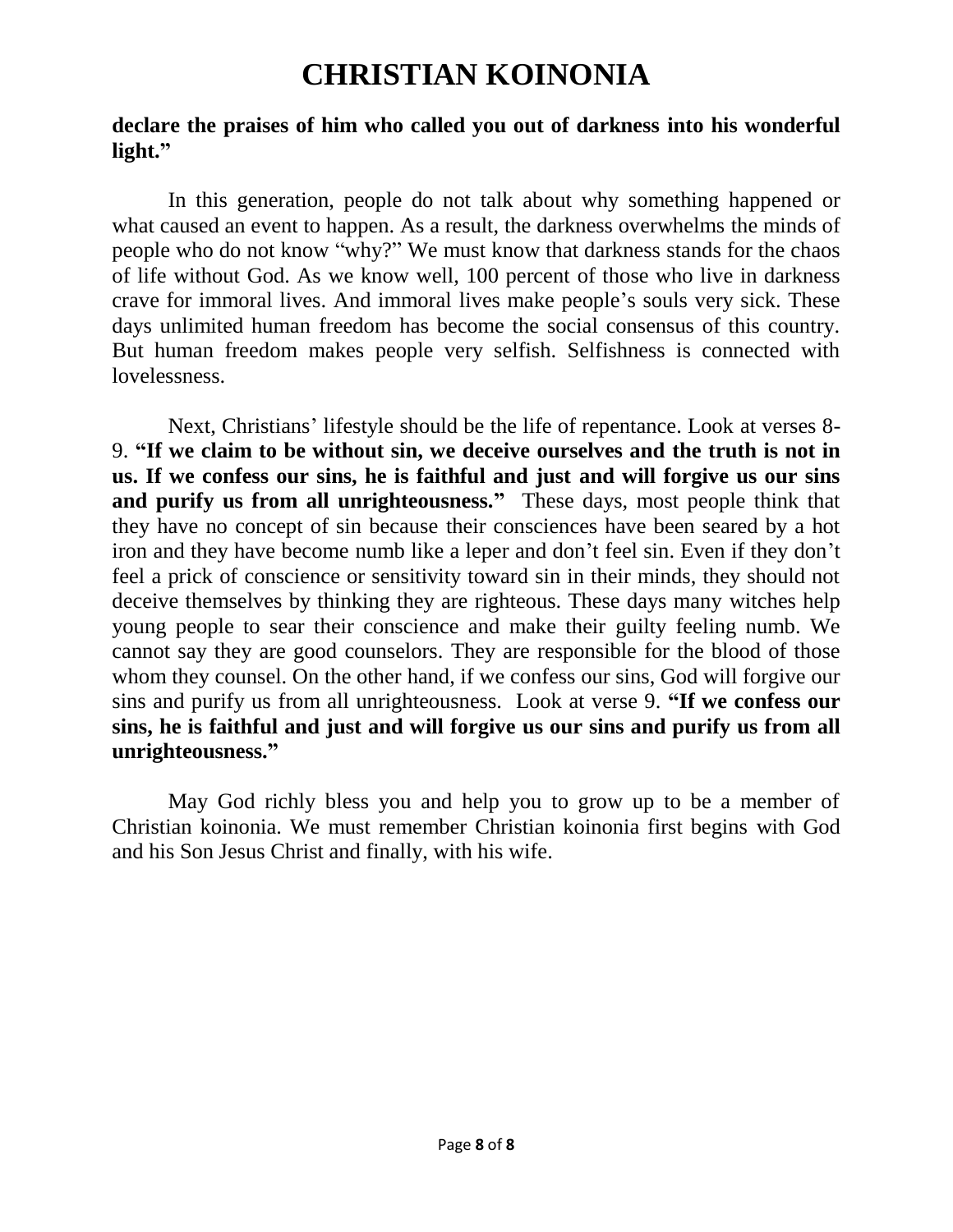# CHRISTIAN KOINONIA

**declare the praises of him who called you out of darkness into his wonderful light."**

In this generation, people do not talk about why something happened or what caused an event to happen. As a result, the darkness overwhelms the minds of people who do not know "why?" We must know that darkness stands for the chaos of life without God. As we know well, 100 percent of those who live in darkness crave for immoral lives. And immoral lives make people's souls very sick. These days unlimited human freedom has become the social consensus of this country. But human freedom makes people very selfish. Selfishness is connected with lovelessness.

Next, Christians' lifestyle should be the life of repentance. Look at verses 8-9. **"If we claim to be without sin, we deceive ourselves and the truth is not in us. If we confess our sins, he is faithful and just and will forgive us our sins and purify us from all unrighteousness."** These days, most people think that they have no concept of sin because their consciences have been seared by a hot iron and they have become numb like a leper and don't feel sin. Even if they don't feel a prick of conscience or sensitivity toward sin in their minds, they should not deceive themselves by thinking they are righteous. These days many witches help young people to sear their conscience and make their guilty feeling numb. We cannot say they are good counselors. They are responsible for the blood of those whom they counsel. On the other hand, if we confess our sins, God will forgive our sins and purify us from all unrighteousness. Look at verse 9. **"If we confess our sins, he is faithful and just and will forgive us our sins and purify us from all unrighteousness."**

May God richly bless you and help you to grow up to be a member of Christian koinonia. We must remember Christian koinonia first begins with God and his Son Jesus Christ and finally, with his wife.